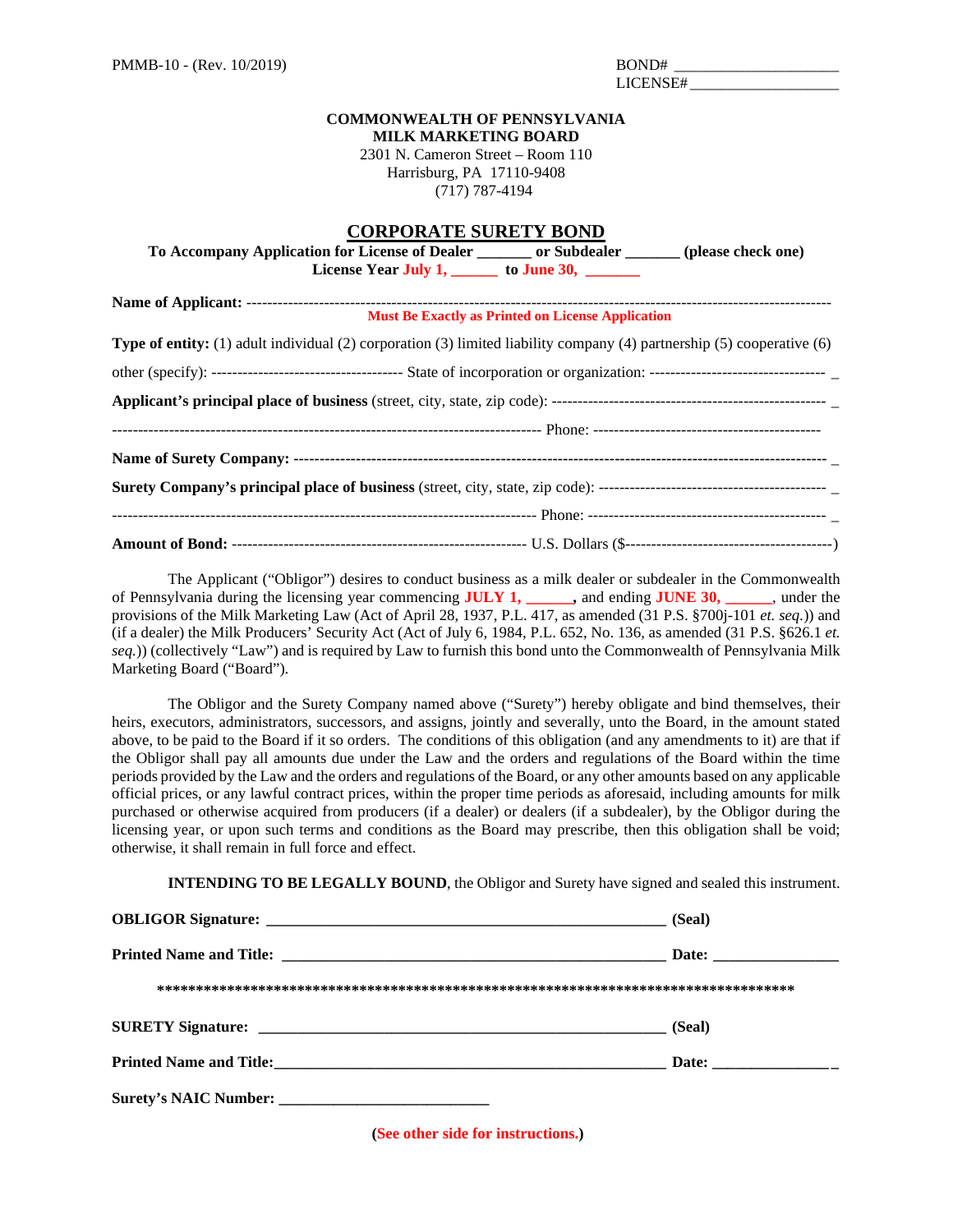PMMB-10 - (Rev. 10/2019)

BOND# ____________________
LICENSE# __________________

**COMMONWEALTH OF PENNSYLVANIA**
**MILK MARKETING BOARD**
2301 N. Cameron Street – Room 110
Harrisburg, PA 17110-9408
(717) 787-4194

# CORPORATE SURETY BOND

**To Accompany Application for License of Dealer _______ or Subdealer _______ (please check one)**
**License Year July 1, ______ to June 30, _______**

**Name of Applicant:** ---------------------------------------------------------------------------------------------------------
**Must Be Exactly as Printed on License Application**

**Type of entity:** (1) adult individual (2) corporation (3) limited liability company (4) partnership (5) cooperative (6) other (specify): ------------------------------------ State of incorporation or organization: --------------------------------- _

**Applicant's principal place of business** (street, city, state, zip code): ---------------------------------------------------- _

---------------------------------------------------------------------------------- Phone: -------------------------------------------

**Name of Surety Company:** ------------------------------------------------------------------------------------------------ _

**Surety Company's principal place of business** (street, city, state, zip code): ------------------------------------------- _

---------------------------------------------------------------------------------- Phone: --------------------------------------------- _

**Amount of Bond:** -------------------------------------------------------- U.S. Dollars ($---------------------------------------)

The Applicant ("Obligor") desires to conduct business as a milk dealer or subdealer in the Commonwealth of Pennsylvania during the licensing year commencing **JULY 1, ______,** and ending **JUNE 30, ______**, under the provisions of the Milk Marketing Law (Act of April 28, 1937, P.L. 417, as amended (31 P.S. §700j-101 *et. seq.*)) and (if a dealer) the Milk Producers' Security Act (Act of July 6, 1984, P.L. 652, No. 136, as amended (31 P.S. §626.1 *et. seq.*)) (collectively "Law") and is required by Law to furnish this bond unto the Commonwealth of Pennsylvania Milk Marketing Board ("Board").

The Obligor and the Surety Company named above ("Surety") hereby obligate and bind themselves, their heirs, executors, administrators, successors, and assigns, jointly and severally, unto the Board, in the amount stated above, to be paid to the Board if it so orders. The conditions of this obligation (and any amendments to it) are that if the Obligor shall pay all amounts due under the Law and the orders and regulations of the Board within the time periods provided by the Law and the orders and regulations of the Board, or any other amounts based on any applicable official prices, or any lawful contract prices, within the proper time periods as aforesaid, including amounts for milk purchased or otherwise acquired from producers (if a dealer) or dealers (if a subdealer), by the Obligor during the licensing year, or upon such terms and conditions as the Board may prescribe, then this obligation shall be void; otherwise, it shall remain in full force and effect.

**INTENDING TO BE LEGALLY BOUND**, the Obligor and Surety have signed and sealed this instrument.

**OBLIGOR Signature: ____________________________________________________ (Seal)**

**Printed Name and Title: _________________________________________________ Date: _______________**

**************************************************************************************

**SURETY Signature: ______________________________________________________ (Seal)**

**Printed Name and Title:__________________________________________________ Date: _______________**

**Surety's NAIC Number: ___________________________**

**(See other side for instructions.)**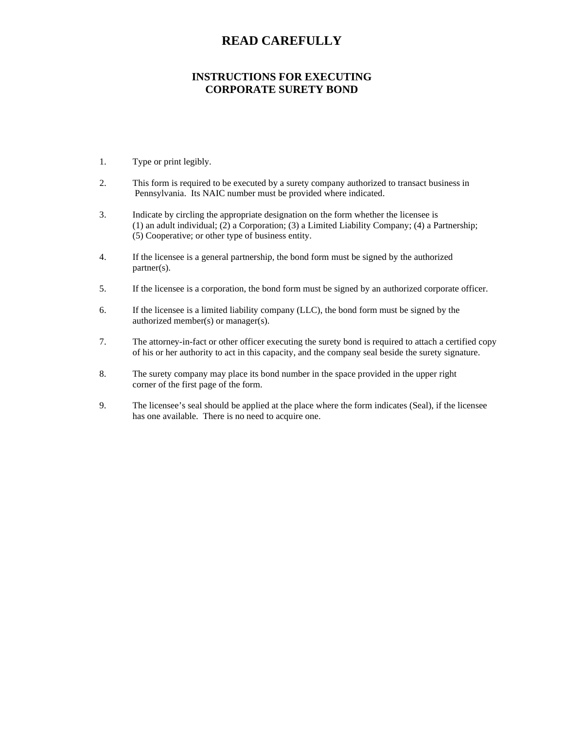# READ CAREFULLY

## INSTRUCTIONS FOR EXECUTING CORPORATE SURETY BOND

1. Type or print legibly.

2. This form is required to be executed by a surety company authorized to transact business in Pennsylvania. Its NAIC number must be provided where indicated.

3. Indicate by circling the appropriate designation on the form whether the licensee is (1) an adult individual; (2) a Corporation; (3) a Limited Liability Company; (4) a Partnership; (5) Cooperative; or other type of business entity.

4. If the licensee is a general partnership, the bond form must be signed by the authorized partner(s).

5. If the licensee is a corporation, the bond form must be signed by an authorized corporate officer.

6. If the licensee is a limited liability company (LLC), the bond form must be signed by the authorized member(s) or manager(s).

7. The attorney-in-fact or other officer executing the surety bond is required to attach a certified copy of his or her authority to act in this capacity, and the company seal beside the surety signature.

8. The surety company may place its bond number in the space provided in the upper right corner of the first page of the form.

9. The licensee's seal should be applied at the place where the form indicates (Seal), if the licensee has one available. There is no need to acquire one.